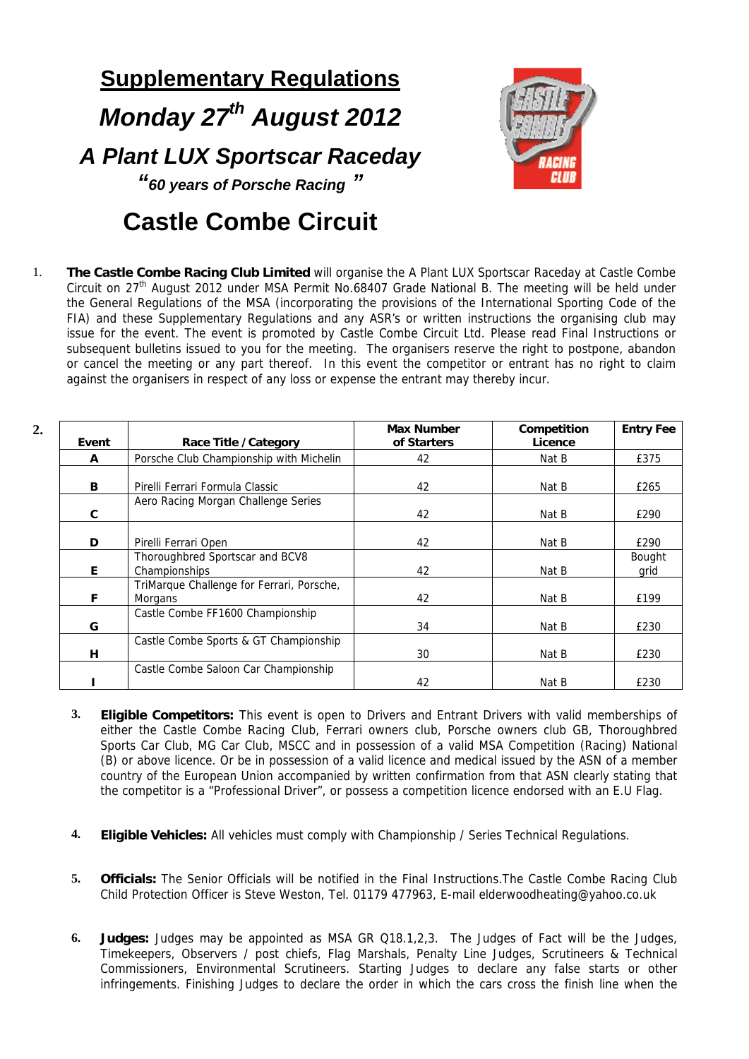# Supplementary Regulations

## *Monday 27th August 2012*

## *A Plant LUX Sportscar Raceday*

***"60 years of Porsche Racing"***

# Castle Combe Circuit

1. **The Castle Combe Racing Club Limited** will organise the A Plant LUX Sportscar Raceday at Castle Combe Circuit on 27th August 2012 under MSA Permit No.68407 Grade National B. The meeting will be held under the General Regulations of the MSA (incorporating the provisions of the International Sporting Code of the FIA) and these Supplementary Regulations and any ASR's or written instructions the organising club may issue for the event. The event is promoted by Castle Combe Circuit Ltd. Please read Final Instructions or subsequent bulletins issued to you for the meeting. The organisers reserve the right to postpone, abandon or cancel the meeting or any part thereof. In this event the competitor or entrant has no right to claim against the organisers in respect of any loss or expense the entrant may thereby incur.

2.

| Event | Race Title / Category | Max Number of Starters | Competition Licence | Entry Fee |
|---|---|---|---|---|
| A | Porsche Club Championship with Michelin | 42 | Nat B | £375 |
| B | Pirelli Ferrari Formula Classic | 42 | Nat B | £265 |
| C | Aero Racing Morgan Challenge Series | 42 | Nat B | £290 |
| D | Pirelli Ferrari Open | 42 | Nat B | £290 |
| E | Thoroughbred Sportscar and BCV8 Championships | 42 | Nat B | Bought grid |
| F | TriMarque Challenge for Ferrari, Porsche, Morgans | 42 | Nat B | £199 |
| G | Castle Combe FF1600 Championship | 34 | Nat B | £230 |
| H | Castle Combe Sports & GT Championship | 30 | Nat B | £230 |
| I | Castle Combe Saloon Car Championship | 42 | Nat B | £230 |

3. **Eligible Competitors:** This event is open to Drivers and Entrant Drivers with valid memberships of either the Castle Combe Racing Club, Ferrari owners club, Porsche owners club GB, Thoroughbred Sports Car Club, MG Car Club, MSCC and in possession of a valid MSA Competition (Racing) National (B) or above licence. Or be in possession of a valid licence and medical issued by the ASN of a member country of the European Union accompanied by written confirmation from that ASN clearly stating that the competitor is a "Professional Driver", or possess a competition licence endorsed with an E.U Flag.

4. **Eligible Vehicles:** All vehicles must comply with Championship / Series Technical Regulations.

5. **Officials:** The Senior Officials will be notified in the Final Instructions.The Castle Combe Racing Club Child Protection Officer is Steve Weston, Tel. 01179 477963, E-mail elderwoodheating@yahoo.co.uk

6. **Judges:** Judges may be appointed as MSA GR Q18.1,2,3. The Judges of Fact will be the Judges, Timekeepers, Observers / post chiefs, Flag Marshals, Penalty Line Judges, Scrutineers & Technical Commissioners, Environmental Scrutineers. Starting Judges to declare any false starts or other infringements. Finishing Judges to declare the order in which the cars cross the finish line when the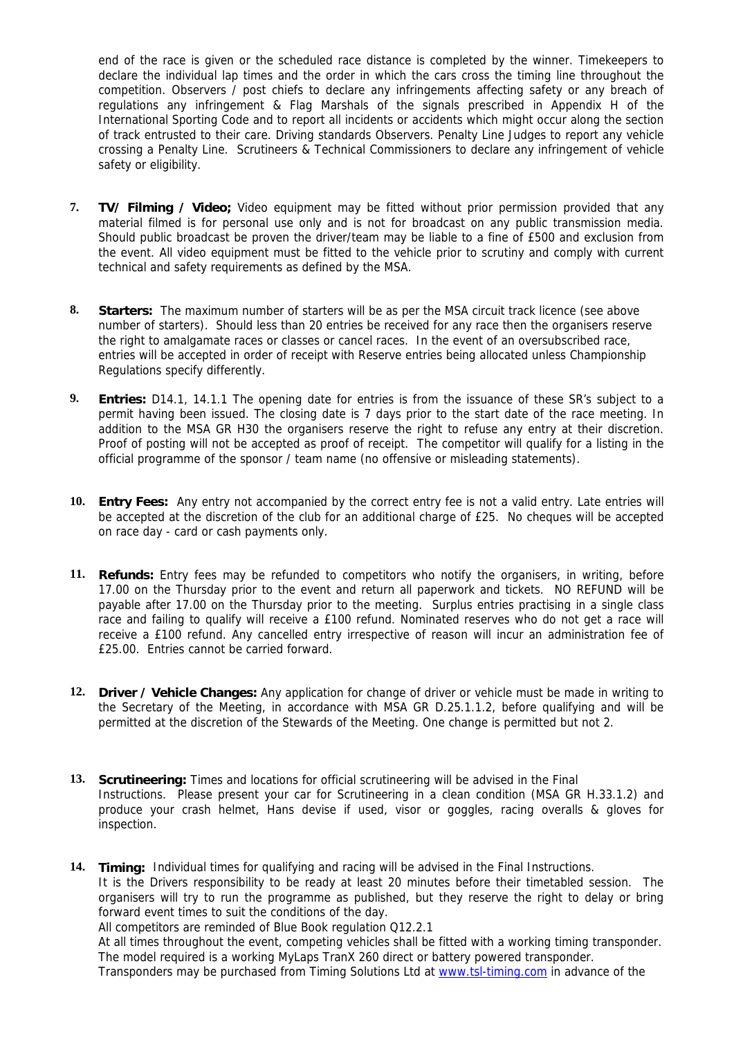end of the race is given or the scheduled race distance is completed by the winner. Timekeepers to declare the individual lap times and the order in which the cars cross the timing line throughout the competition. Observers / post chiefs to declare any infringements affecting safety or any breach of regulations any infringement & Flag Marshals of the signals prescribed in Appendix H of the International Sporting Code and to report all incidents or accidents which might occur along the section of track entrusted to their care. Driving standards Observers. Penalty Line Judges to report any vehicle crossing a Penalty Line. Scrutineers & Technical Commissioners to declare any infringement of vehicle safety or eligibility.

**7. TV/ Filming / Video;** Video equipment may be fitted without prior permission provided that any material filmed is for personal use only and is not for broadcast on any public transmission media. Should public broadcast be proven the driver/team may be liable to a fine of £500 and exclusion from the event. All video equipment must be fitted to the vehicle prior to scrutiny and comply with current technical and safety requirements as defined by the MSA.

**8. Starters:** The maximum number of starters will be as per the MSA circuit track licence (see above number of starters). Should less than 20 entries be received for any race then the organisers reserve the right to amalgamate races or classes or cancel races. In the event of an oversubscribed race, entries will be accepted in order of receipt with Reserve entries being allocated unless Championship Regulations specify differently.

**9. Entries:** D14.1, 14.1.1 The opening date for entries is from the issuance of these SR's subject to a permit having been issued. The closing date is 7 days prior to the start date of the race meeting. In addition to the MSA GR H30 the organisers reserve the right to refuse any entry at their discretion. Proof of posting will not be accepted as proof of receipt. The competitor will qualify for a listing in the official programme of the sponsor / team name (no offensive or misleading statements).

**10. Entry Fees:** Any entry not accompanied by the correct entry fee is not a valid entry. Late entries will be accepted at the discretion of the club for an additional charge of £25. No cheques will be accepted on race day - card or cash payments only.

**11. Refunds:** Entry fees may be refunded to competitors who notify the organisers, in writing, before 17.00 on the Thursday prior to the event and return all paperwork and tickets. NO REFUND will be payable after 17.00 on the Thursday prior to the meeting. Surplus entries practising in a single class race and failing to qualify will receive a £100 refund. Nominated reserves who do not get a race will receive a £100 refund. Any cancelled entry irrespective of reason will incur an administration fee of £25.00. Entries cannot be carried forward.

**12. Driver / Vehicle Changes:** Any application for change of driver or vehicle must be made in writing to the Secretary of the Meeting, in accordance with MSA GR D.25.1.1.2, before qualifying and will be permitted at the discretion of the Stewards of the Meeting. One change is permitted but not 2.

**13. Scrutineering:** Times and locations for official scrutineering will be advised in the Final Instructions. Please present your car for Scrutineering in a clean condition (MSA GR H.33.1.2) and produce your crash helmet, Hans devise if used, visor or goggles, racing overalls & gloves for inspection.

**14. Timing:** Individual times for qualifying and racing will be advised in the Final Instructions.
It is the Drivers responsibility to be ready at least 20 minutes before their timetabled session. The organisers will try to run the programme as published, but they reserve the right to delay or bring forward event times to suit the conditions of the day.
All competitors are reminded of Blue Book regulation Q12.2.1
At all times throughout the event, competing vehicles shall be fitted with a working timing transponder. The model required is a working MyLaps TranX 260 direct or battery powered transponder.
Transponders may be purchased from Timing Solutions Ltd at www.tsl-timing.com in advance of the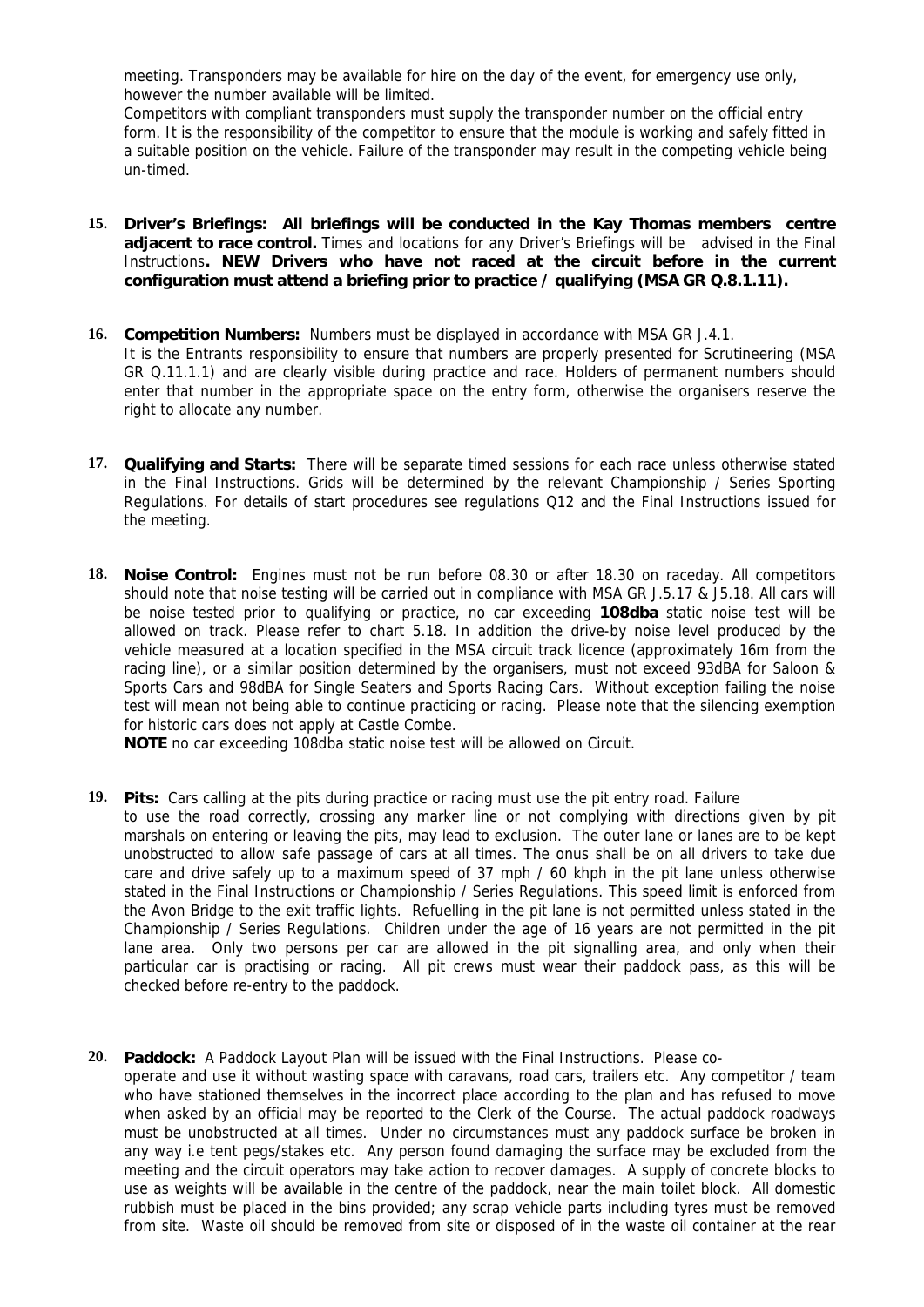meeting. Transponders may be available for hire on the day of the event, for emergency use only, however the number available will be limited.

Competitors with compliant transponders must supply the transponder number on the official entry form. It is the responsibility of the competitor to ensure that the module is working and safely fitted in a suitable position on the vehicle. Failure of the transponder may result in the competing vehicle being un-timed.

**15. Driver's Briefings: All briefings will be conducted in the Kay Thomas members centre adjacent to race control.** Times and locations for any Driver's Briefings will be advised in the Final Instructions**. NEW Drivers who have not raced at the circuit before in the current configuration must attend a briefing prior to practice / qualifying (MSA GR Q.8.1.11).**

**16. Competition Numbers:** Numbers must be displayed in accordance with MSA GR J.4.1.
It is the Entrants responsibility to ensure that numbers are properly presented for Scrutineering (MSA GR Q.11.1.1) and are clearly visible during practice and race. Holders of permanent numbers should enter that number in the appropriate space on the entry form, otherwise the organisers reserve the right to allocate any number.

**17. Qualifying and Starts:** There will be separate timed sessions for each race unless otherwise stated in the Final Instructions. Grids will be determined by the relevant Championship / Series Sporting Regulations. For details of start procedures see regulations Q12 and the Final Instructions issued for the meeting.

**18. Noise Control:** Engines must not be run before 08.30 or after 18.30 on raceday. All competitors should note that noise testing will be carried out in compliance with MSA GR J.5.17 & J5.18. All cars will be noise tested prior to qualifying or practice, no car exceeding **108dba** static noise test will be allowed on track. Please refer to chart 5.18. In addition the drive-by noise level produced by the vehicle measured at a location specified in the MSA circuit track licence (approximately 16m from the racing line), or a similar position determined by the organisers, must not exceed 93dBA for Saloon & Sports Cars and 98dBA for Single Seaters and Sports Racing Cars. Without exception failing the noise test will mean not being able to continue practicing or racing. Please note that the silencing exemption for historic cars does not apply at Castle Combe.
**NOTE** no car exceeding 108dba static noise test will be allowed on Circuit.

**19. Pits:** Cars calling at the pits during practice or racing must use the pit entry road. Failure to use the road correctly, crossing any marker line or not complying with directions given by pit marshals on entering or leaving the pits, may lead to exclusion. The outer lane or lanes are to be kept unobstructed to allow safe passage of cars at all times. The onus shall be on all drivers to take due care and drive safely up to a maximum speed of 37 mph / 60 khph in the pit lane unless otherwise stated in the Final Instructions or Championship / Series Regulations. This speed limit is enforced from the Avon Bridge to the exit traffic lights. Refuelling in the pit lane is not permitted unless stated in the Championship / Series Regulations. Children under the age of 16 years are not permitted in the pit lane area. Only two persons per car are allowed in the pit signalling area, and only when their particular car is practising or racing. All pit crews must wear their paddock pass, as this will be checked before re-entry to the paddock.

**20. Paddock:** A Paddock Layout Plan will be issued with the Final Instructions. Please co-operate and use it without wasting space with caravans, road cars, trailers etc. Any competitor / team who have stationed themselves in the incorrect place according to the plan and has refused to move when asked by an official may be reported to the Clerk of the Course. The actual paddock roadways must be unobstructed at all times. Under no circumstances must any paddock surface be broken in any way i.e tent pegs/stakes etc. Any person found damaging the surface may be excluded from the meeting and the circuit operators may take action to recover damages. A supply of concrete blocks to use as weights will be available in the centre of the paddock, near the main toilet block. All domestic rubbish must be placed in the bins provided; any scrap vehicle parts including tyres must be removed from site. Waste oil should be removed from site or disposed of in the waste oil container at the rear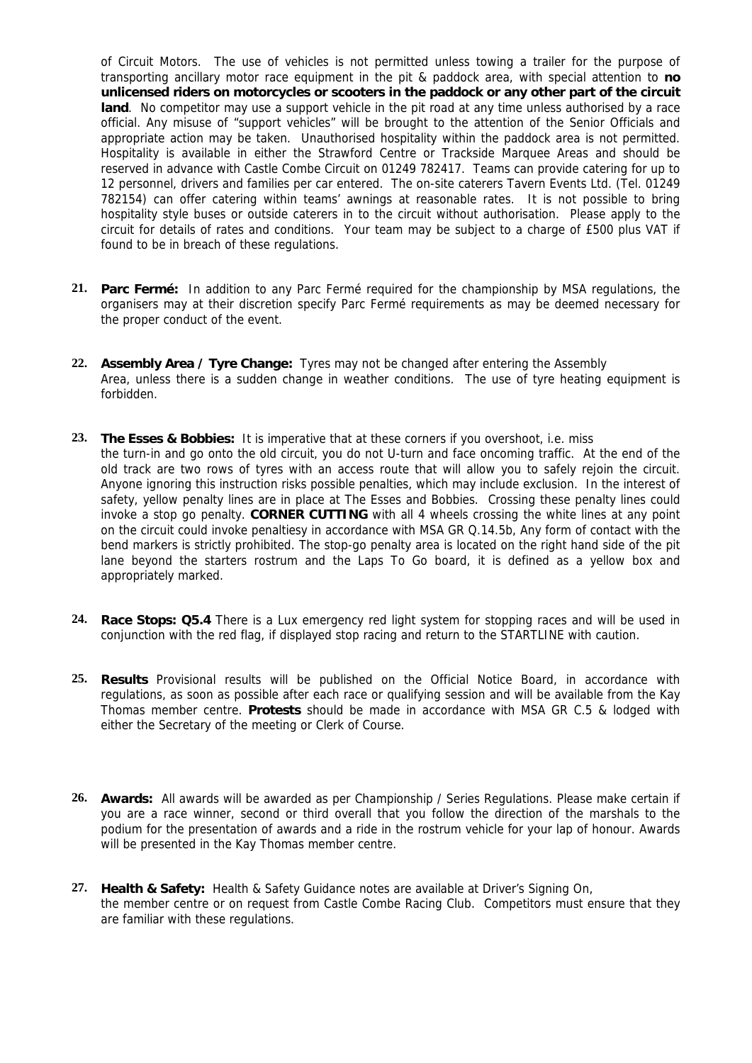of Circuit Motors. The use of vehicles is not permitted unless towing a trailer for the purpose of transporting ancillary motor race equipment in the pit & paddock area, with special attention to **no unlicensed riders on motorcycles or scooters in the paddock or any other part of the circuit land**. No competitor may use a support vehicle in the pit road at any time unless authorised by a race official. Any misuse of "support vehicles" will be brought to the attention of the Senior Officials and appropriate action may be taken. Unauthorised hospitality within the paddock area is not permitted. Hospitality is available in either the Strawford Centre or Trackside Marquee Areas and should be reserved in advance with Castle Combe Circuit on 01249 782417. Teams can provide catering for up to 12 personnel, drivers and families per car entered. The on-site caterers Tavern Events Ltd. (Tel. 01249 782154) can offer catering within teams' awnings at reasonable rates. It is not possible to bring hospitality style buses or outside caterers in to the circuit without authorisation. Please apply to the circuit for details of rates and conditions. Your team may be subject to a charge of £500 plus VAT if found to be in breach of these regulations.

21. **Parc Fermé:** In addition to any Parc Fermé required for the championship by MSA regulations, the organisers may at their discretion specify Parc Fermé requirements as may be deemed necessary for the proper conduct of the event.

22. **Assembly Area / Tyre Change:** Tyres may not be changed after entering the Assembly Area, unless there is a sudden change in weather conditions. The use of tyre heating equipment is forbidden.

23. **The Esses & Bobbies:** It is imperative that at these corners if you overshoot, i.e. miss the turn-in and go onto the old circuit, you do not U-turn and face oncoming traffic. At the end of the old track are two rows of tyres with an access route that will allow you to safely rejoin the circuit. Anyone ignoring this instruction risks possible penalties, which may include exclusion. In the interest of safety, yellow penalty lines are in place at The Esses and Bobbies. Crossing these penalty lines could invoke a stop go penalty. **CORNER CUTTING** with all 4 wheels crossing the white lines at any point on the circuit could invoke penaltiesy in accordance with MSA GR Q.14.5b, Any form of contact with the bend markers is strictly prohibited. The stop-go penalty area is located on the right hand side of the pit lane beyond the starters rostrum and the Laps To Go board, it is defined as a yellow box and appropriately marked.

24. **Race Stops: Q5.4** There is a Lux emergency red light system for stopping races and will be used in conjunction with the red flag, if displayed stop racing and return to the STARTLINE with caution.

25. **Results** Provisional results will be published on the Official Notice Board, in accordance with regulations, as soon as possible after each race or qualifying session and will be available from the Kay Thomas member centre. **Protests** should be made in accordance with MSA GR C.5 & lodged with either the Secretary of the meeting or Clerk of Course.

26. **Awards:** All awards will be awarded as per Championship / Series Regulations. Please make certain if you are a race winner, second or third overall that you follow the direction of the marshals to the podium for the presentation of awards and a ride in the rostrum vehicle for your lap of honour. Awards will be presented in the Kay Thomas member centre.

27. **Health & Safety:** Health & Safety Guidance notes are available at Driver's Signing On, the member centre or on request from Castle Combe Racing Club. Competitors must ensure that they are familiar with these regulations.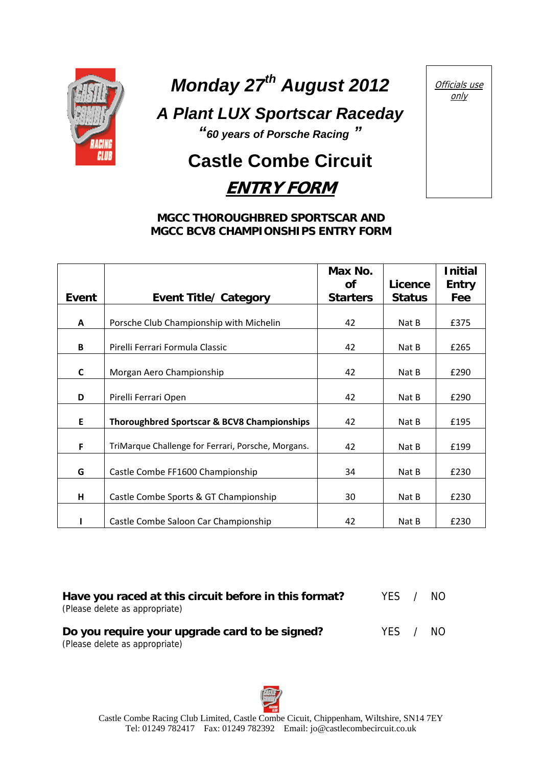# *Monday 27th August 2012*

## *A Plant LUX Sportscar Raceday*

*"60 years of Porsche Racing "*

## Castle Combe Circuit

## ***ENTRY FORM***

*Officials use only*

**MGCC THOROUGHBRED SPORTSCAR AND MGCC BCV8 CHAMPIONSHIPS ENTRY FORM**

| Event | Event Title/ Category | Max No. of Starters | Licence Status | Initial Entry Fee |
|---|---|---|---|---|
| A | Porsche Club Championship with Michelin | 42 | Nat B | £375 |
| B | Pirelli Ferrari Formula Classic | 42 | Nat B | £265 |
| C | Morgan Aero Championship | 42 | Nat B | £290 |
| D | Pirelli Ferrari Open | 42 | Nat B | £290 |
| E | **Thoroughbred Sportscar & BCV8 Championships** | 42 | Nat B | £195 |
| F | TriMarque Challenge for Ferrari, Porsche, Morgans. | 42 | Nat B | £199 |
| G | Castle Combe FF1600 Championship | 34 | Nat B | £230 |
| H | Castle Combe Sports & GT Championship | 30 | Nat B | £230 |
| I | Castle Combe Saloon Car Championship | 42 | Nat B | £230 |

**Have you raced at this circuit before in this format?** YES / NO
(Please delete as appropriate)

**Do you require your upgrade card to be signed?** YES / NO
(Please delete as appropriate)

Castle Combe Racing Club Limited, Castle Combe Cicuit, Chippenham, Wiltshire, SN14 7EY
Tel: 01249 782417 Fax: 01249 782392 Email: jo@castlecombecircuit.co.uk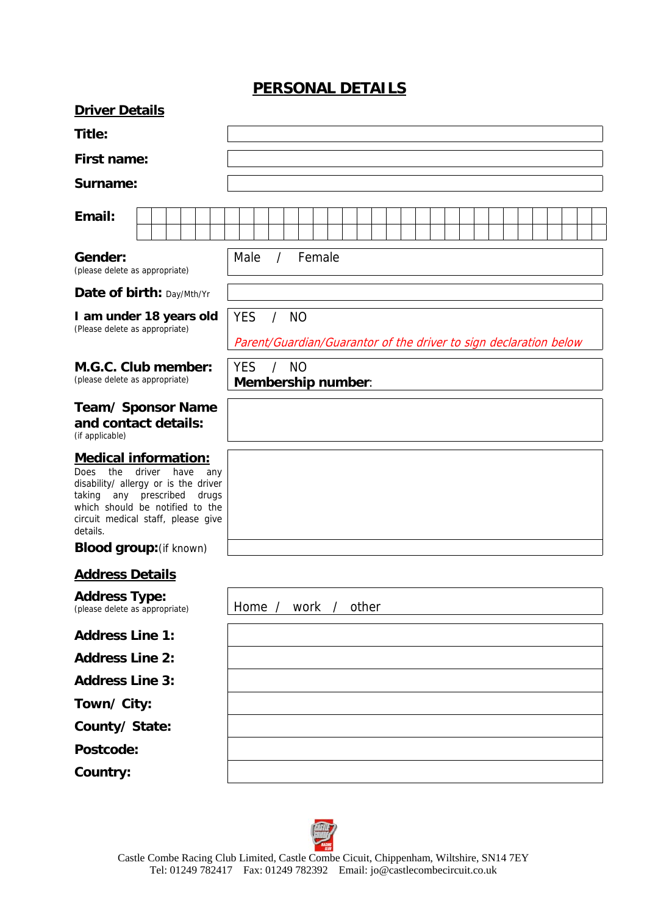# PERSONAL DETAILS

## Driver Details

| | |
|---|---|
| **Title:** | |
| **First name:** | |
| **Surname:** | |
| **Email:** | |
| **Gender:** (please delete as appropriate) | Male / Female |
| **Date of birth:** Day/Mth/Yr | |
| **I am under 18 years old** (Please delete as appropriate) | YES / NO *Parent/Guardian/Guarantor of the driver to sign declaration below* |
| **M.G.C. Club member:** (please delete as appropriate) | YES / NO **Membership number**: |
| **Team/ Sponsor Name and contact details:** (if applicable) | |
| **Medical information:** Does the driver have any disability/ allergy or is the driver taking any prescribed drugs which should be notified to the circuit medical staff, please give details. | |
| **Blood group:** (if known) | |

## Address Details

| | |
|---|---|
| **Address Type:** (please delete as appropriate) | Home / work / other |
| **Address Line 1:** | |
| **Address Line 2:** | |
| **Address Line 3:** | |
| **Town/ City:** | |
| **County/ State:** | |
| **Postcode:** | |
| **Country:** | |

Castle Combe Racing Club Limited, Castle Combe Cicuit, Chippenham, Wiltshire, SN14 7EY
Tel: 01249 782417 Fax: 01249 782392 Email: jo@castlecombecircuit.co.uk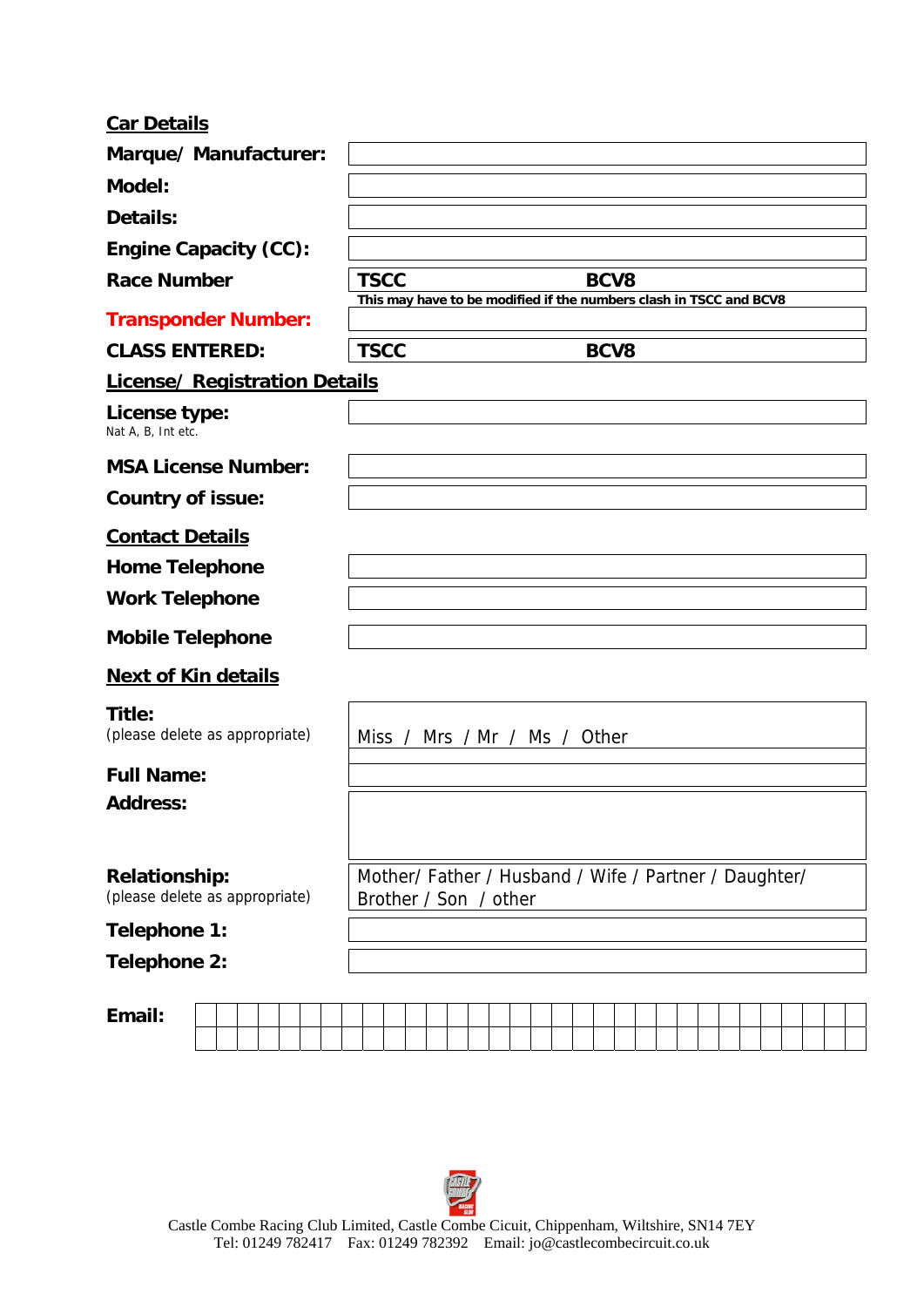## Car Details

| | |
|---|---|
| **Marque/ Manufacturer:** | |
| **Model:** | |
| **Details:** | |
| **Engine Capacity (CC):** | |
| **Race Number** | **TSCC** **BCV8**<br>**This may have to be modified if the numbers clash in TSCC and BCV8** |
| **Transponder Number:** | |
| **CLASS ENTERED:** | **TSCC** **BCV8** |

## License/ Registration Details

| | |
|---|---|
| **License type:**<br>Nat A, B, Int etc. | |
| **MSA License Number:** | |
| **Country of issue:** | |

## Contact Details

| | |
|---|---|
| **Home Telephone** | |
| **Work Telephone** | |
| **Mobile Telephone** | |

## Next of Kin details

| | |
|---|---|
| **Title:**<br>(please delete as appropriate) | Miss / Mrs / Mr / Ms / Other |
| **Full Name:** | |
| **Address:** | |
| **Relationship:**<br>(please delete as appropriate) | Mother/ Father / Husband / Wife / Partner / Daughter/ Brother / Son / other |
| **Telephone 1:** | |
| **Telephone 2:** | |

**Email:**

Castle Combe Racing Club Limited, Castle Combe Cicuit, Chippenham, Wiltshire, SN14 7EY
Tel: 01249 782417 Fax: 01249 782392 Email: jo@castlecombecircuit.co.uk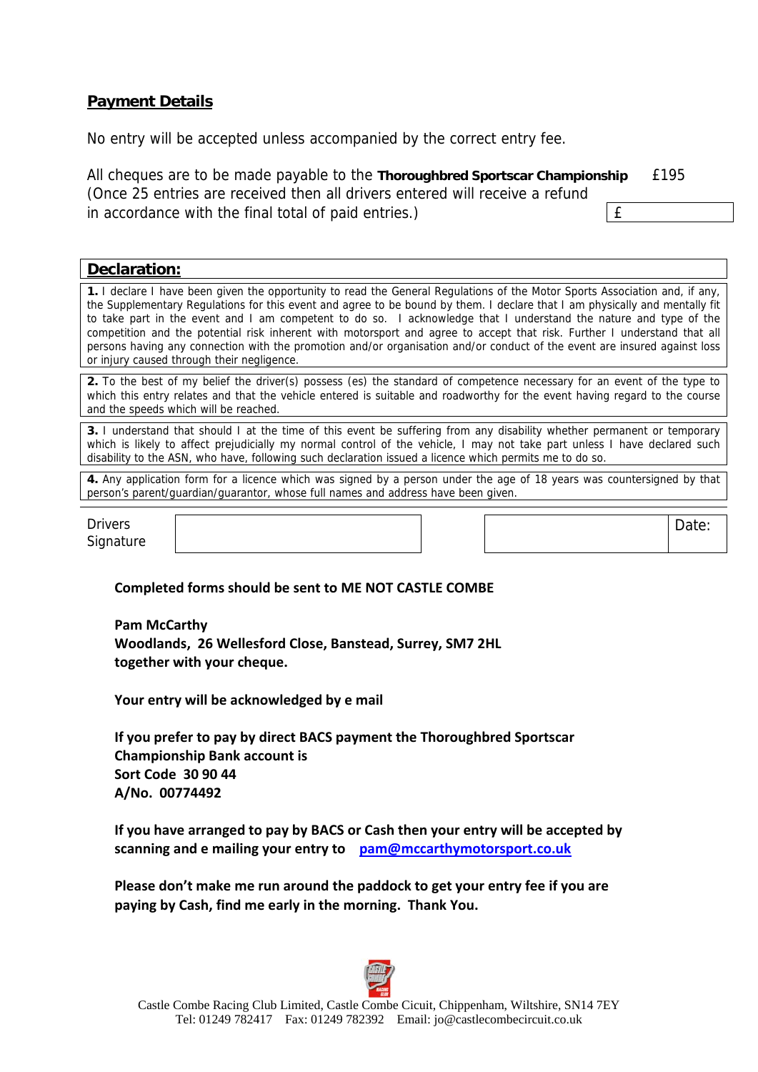## Payment Details

No entry will be accepted unless accompanied by the correct entry fee.

All cheques are to be made payable to the **Thoroughbred Sportscar Championship** £195
(Once 25 entries are received then all drivers entered will receive a refund in accordance with the final total of paid entries.) £

## Declaration:

**1.** I declare I have been given the opportunity to read the General Regulations of the Motor Sports Association and, if any, the Supplementary Regulations for this event and agree to be bound by them. I declare that I am physically and mentally fit to take part in the event and I am competent to do so. I acknowledge that I understand the nature and type of the competition and the potential risk inherent with motorsport and agree to accept that risk. Further I understand that all persons having any connection with the promotion and/or organisation and/or conduct of the event are insured against loss or injury caused through their negligence.

**2.** To the best of my belief the driver(s) possess (es) the standard of competence necessary for an event of the type to which this entry relates and that the vehicle entered is suitable and roadworthy for the event having regard to the course and the speeds which will be reached.

**3.** I understand that should I at the time of this event be suffering from any disability whether permanent or temporary which is likely to affect prejudicially my normal control of the vehicle, I may not take part unless I have declared such disability to the ASN, who have, following such declaration issued a licence which permits me to do so.

**4.** Any application form for a licence which was signed by a person under the age of 18 years was countersigned by that person's parent/guardian/guarantor, whose full names and address have been given.

| | | | |
|---|---|---|---|
| Drivers Signature | | | Date: |

**Completed forms should be sent to ME NOT CASTLE COMBE**

**Pam McCarthy**
**Woodlands, 26 Wellesford Close, Banstead, Surrey, SM7 2HL**
**together with your cheque.**

**Your entry will be acknowledged by e mail**

**If you prefer to pay by direct BACS payment the Thoroughbred Sportscar Championship Bank account is**
**Sort Code 30 90 44**
**A/No. 00774492**

**If you have arranged to pay by BACS or Cash then your entry will be accepted by scanning and e mailing your entry to pam@mccarthymotorsport.co.uk**

**Please don't make me run around the paddock to get your entry fee if you are paying by Cash, find me early in the morning. Thank You.**